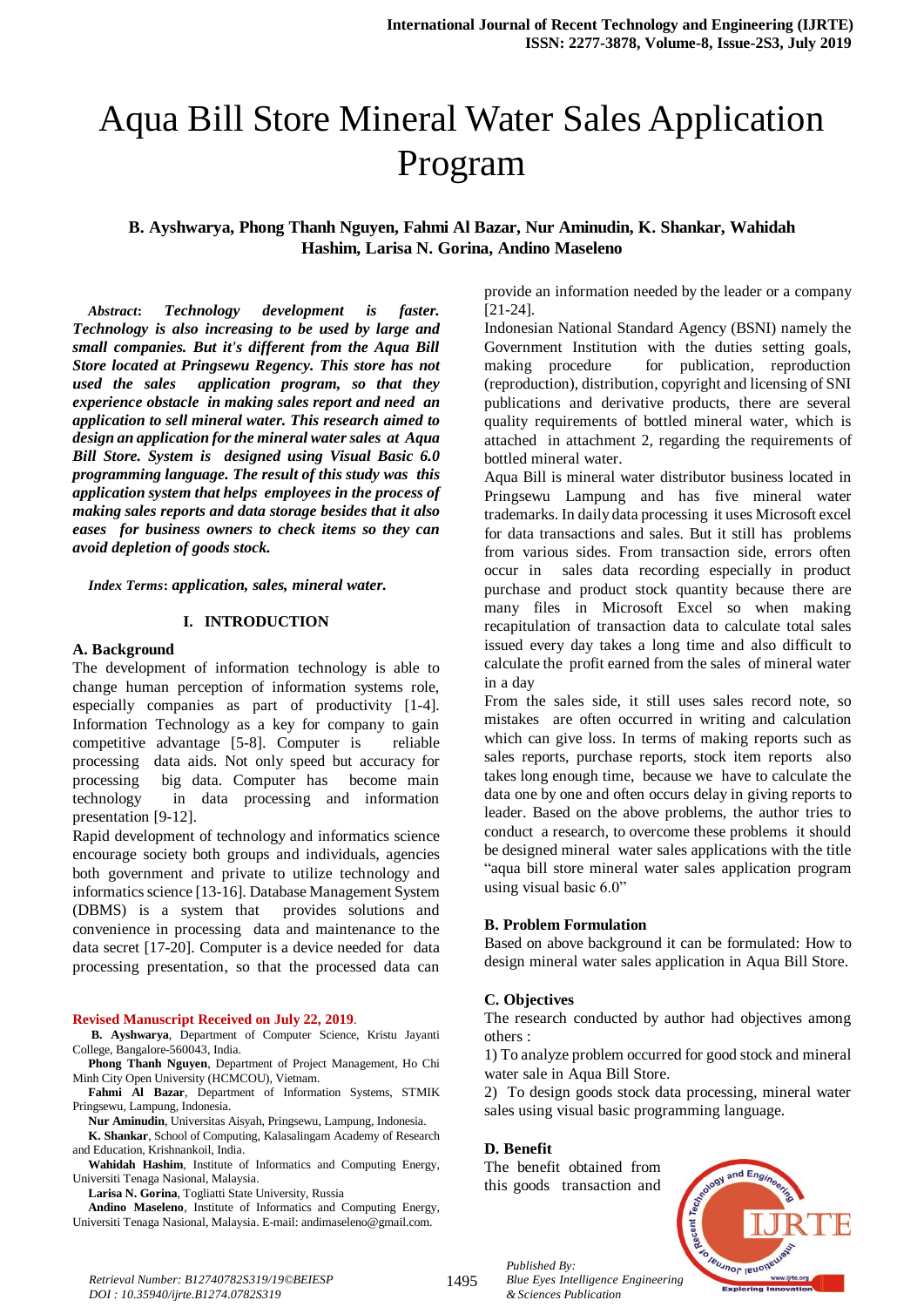# Aqua Bill Store Mineral Water Sales Application Program

**B. Ayshwarya, Phong Thanh Nguyen, Fahmi Al Bazar, Nur Aminudin, K. Shankar, Wahidah Hashim, Larisa N. Gorina, Andino Maseleno**

***Abstract*: Technology development is faster. Technology is also increasing to be used by large and small companies. But it's different from the Aqua Bill Store located at Pringsewu Regency. This store has not used the sales application program, so that they experience obstacle in making sales report and need an application to sell mineral water. This research aimed to design an application for the mineral water sales at Aqua Bill Store. System is designed using Visual Basic 6.0 programming language. The result of this study was this application system that helps employees in the process of making sales reports and data storage besides that it also eases for business owners to check items so they can avoid depletion of goods stock.**

***Index Terms*: application, sales, mineral water.**

## I. INTRODUCTION

### A. Background

The development of information technology is able to change human perception of information systems role, especially companies as part of productivity [1-4]. Information Technology as a key for company to gain competitive advantage [5-8]. Computer is reliable processing data aids. Not only speed but accuracy for processing big data. Computer has become main technology in data processing and information presentation [9-12].

Rapid development of technology and informatics science encourage society both groups and individuals, agencies both government and private to utilize technology and informatics science [13-16]. Database Management System (DBMS) is a system that provides solutions and convenience in processing data and maintenance to the data secret [17-20]. Computer is a device needed for data processing presentation, so that the processed data can provide an information needed by the leader or a company [21-24].

Indonesian National Standard Agency (BSNI) namely the Government Institution with the duties setting goals, making procedure for publication, reproduction (reproduction), distribution, copyright and licensing of SNI publications and derivative products, there are several quality requirements of bottled mineral water, which is attached in attachment 2, regarding the requirements of bottled mineral water.

Aqua Bill is mineral water distributor business located in Pringsewu Lampung and has five mineral water trademarks. In daily data processing it uses Microsoft excel for data transactions and sales. But it still has problems from various sides. From transaction side, errors often occur in sales data recording especially in product purchase and product stock quantity because there are many files in Microsoft Excel so when making recapitulation of transaction data to calculate total sales issued every day takes a long time and also difficult to calculate the profit earned from the sales of mineral water in a day

From the sales side, it still uses sales record note, so mistakes are often occurred in writing and calculation which can give loss. In terms of making reports such as sales reports, purchase reports, stock item reports also takes long enough time, because we have to calculate the data one by one and often occurs delay in giving reports to leader. Based on the above problems, the author tries to conduct a research, to overcome these problems it should be designed mineral water sales applications with the title "aqua bill store mineral water sales application program using visual basic 6.0"

### B. Problem Formulation

Based on above background it can be formulated: How to design mineral water sales application in Aqua Bill Store.

### C. Objectives

The research conducted by author had objectives among others :

1) To analyze problem occurred for good stock and mineral water sale in Aqua Bill Store.

2) To design goods stock data processing, mineral water sales using visual basic programming language.

### D. Benefit

The benefit obtained from this goods transaction and

---

**Revised Manuscript Received on July 22, 2019.**

**B. Ayshwarya**, Department of Computer Science, Kristu Jayanti College, Bangalore-560043, India.

**Phong Thanh Nguyen**, Department of Project Management, Ho Chi Minh City Open University (HCMCOU), Vietnam.

**Fahmi Al Bazar**, Department of Information Systems, STMIK Pringsewu, Lampung, Indonesia.

**Nur Aminudin**, Universitas Aisyah, Pringsewu, Lampung, Indonesia.

**K. Shankar**, School of Computing, Kalasalingam Academy of Research and Education, Krishnankoil, India.

**Wahidah Hashim**, Institute of Informatics and Computing Energy, Universiti Tenaga Nasional, Malaysia.

**Larisa N. Gorina**, Togliatti State University, Russia

**Andino Maseleno**, Institute of Informatics and Computing Energy, Universiti Tenaga Nasional, Malaysia. E-mail: andimaseleno@gmail.com.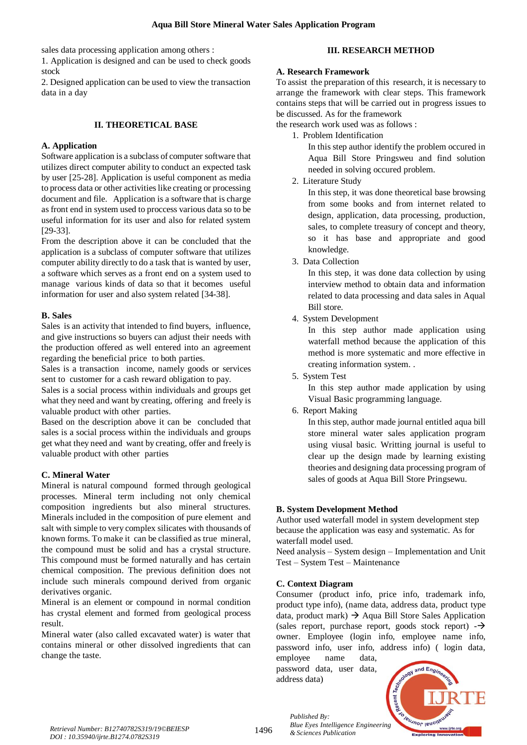sales data processing application among others :

1. Application is designed and can be used to check goods stock
2. Designed application can be used to view the transaction data in a day

## II. THEORETICAL BASE

### A. Application

Software application is a subclass of computer software that utilizes direct computer ability to conduct an expected task by user [25-28]. Application is useful component as media to process data or other activities like creating or processing document and file. Application is a software that is charge as front end in system used to proccess various data so to be useful information for its user and also for related system [29-33].

From the description above it can be concluded that the application is a subclass of computer software that utilizes computer ability directly to do a task that is wanted by user, a software which serves as a front end on a system used to manage various kinds of data so that it becomes useful information for user and also system related [34-38].

### B. Sales

Sales is an activity that intended to find buyers, influence, and give instructions so buyers can adjust their needs with the production offered as well entered into an agreement regarding the beneficial price to both parties.

Sales is a transaction income, namely goods or services sent to customer for a cash reward obligation to pay.

Sales is a social process within individuals and groups get what they need and want by creating, offering and freely is valuable product with other parties.

Based on the description above it can be concluded that sales is a social process within the individuals and groups get what they need and want by creating, offer and freely is valuable product with other parties

### C. Mineral Water

Mineral is natural compound formed through geological processes. Mineral term including not only chemical composition ingredients but also mineral structures. Minerals included in the composition of pure element and salt with simple to very complex silicates with thousands of known forms. To make it can be classified as true mineral, the compound must be solid and has a crystal structure. This compound must be formed naturally and has certain chemical composition. The previous definition does not include such minerals compound derived from organic derivatives organic.

Mineral is an element or compound in normal condition has crystal element and formed from geological process result.

Mineral water (also called excavated water) is water that contains mineral or other dissolved ingredients that can change the taste.

## III. RESEARCH METHOD

### A. Research Framework

To assist the preparation of this research, it is necessary to arrange the framework with clear steps. This framework contains steps that will be carried out in progress issues to be discussed. As for the framework
the research work used was as follows :

1. Problem Identification
   In this step author identify the problem occured in Aqua Bill Store Pringsweu and find solution needed in solving occured problem.
2. Literature Study
   In this step, it was done theoretical base browsing from some books and from internet related to design, application, data processing, production, sales, to complete treasury of concept and theory, so it has base and appropriate and good knowledge.
3. Data Collection
   In this step, it was done data collection by using interview method to obtain data and information related to data processing and data sales in Aqual Bill store.
4. System Development
   In this step author made application using waterfall method because the application of this method is more systematic and more effective in creating information system. .
5. System Test
   In this step author made application by using Visual Basic programming language.
6. Report Making
   In this step, author made journal entitled aqua bill store mineral water sales application program using visual basic. Writting journal is useful to clear up the design made by learning existing theories and designing data processing program of sales of goods at Aqua Bill Store Pringsewu.

### B. System Development Method

Author used waterfall model in system development step because the application was easy and systematic. As for waterfall model used.

Need analysis – System design – Implementation and Unit Test – System Test – Maintenance

### C. Context Diagram

Consumer (product info, price info, trademark info, product type info), (name data, address data, product type data, product mark) → Aqua Bill Store Sales Application (sales report, purchase report, goods stock report) -→ owner. Employee (login info, employee name info, password info, user info, address info) ( login data, employee name data, password data, user data, address data)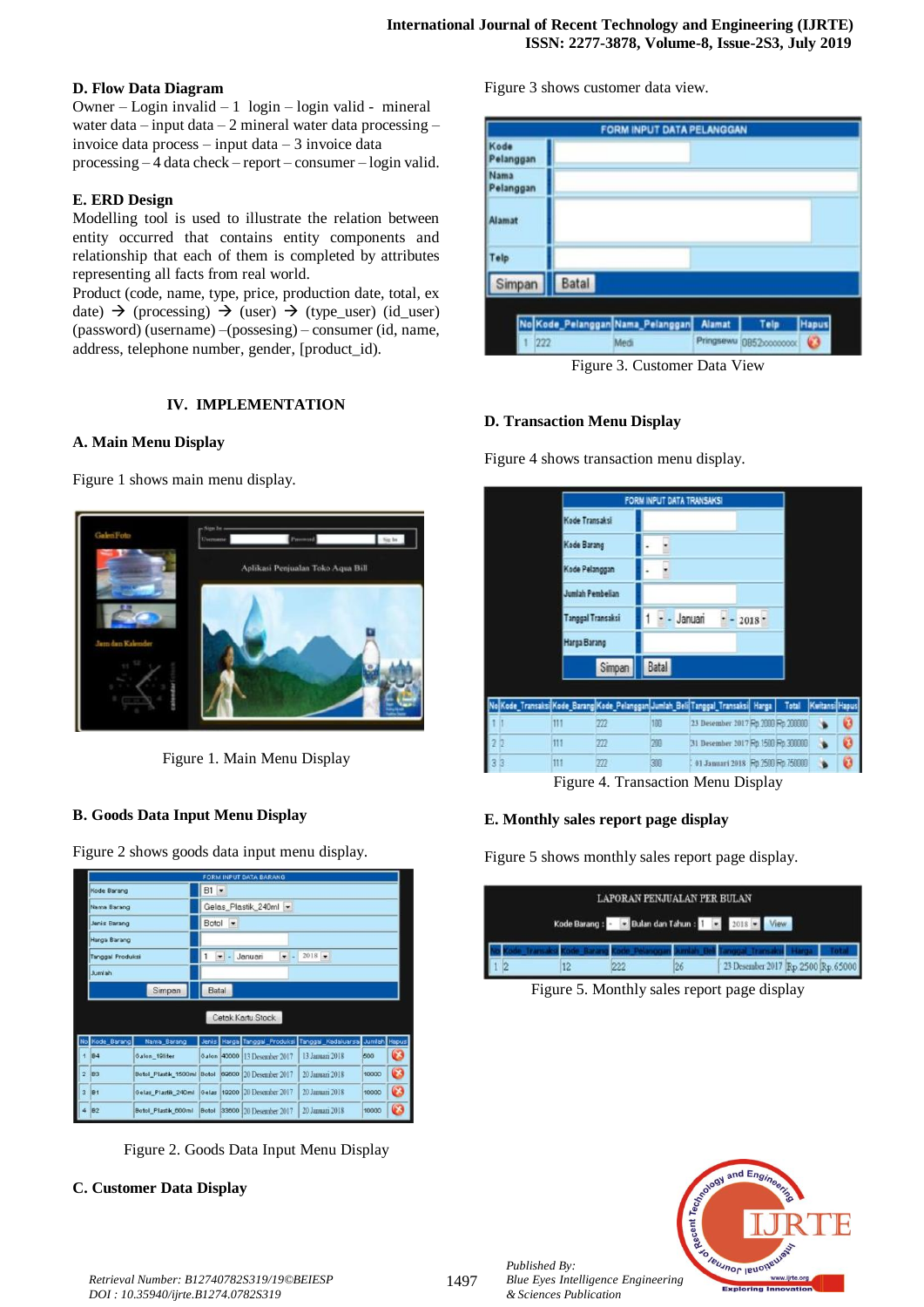## D. Flow Data Diagram

Owner – Login invalid – 1 login – login valid - mineral water data – input data – 2 mineral water data processing – invoice data process – input data – 3 invoice data processing – 4 data check – report – consumer – login valid.

## E. ERD Design

Modelling tool is used to illustrate the relation between entity occurred that contains entity components and relationship that each of them is completed by attributes representing all facts from real world.

Product (code, name, type, price, production date, total, ex date) → (processing) → (user) → (type_user) (id_user) (password) (username) –(possesing) – consumer (id, name, address, telephone number, gender, [product_id).

# IV. IMPLEMENTATION

## A. Main Menu Display

Figure 1 shows main menu display.

Figure 1. Main Menu Display

## B. Goods Data Input Menu Display

Figure 2 shows goods data input menu display.

Figure 2. Goods Data Input Menu Display

## C. Customer Data Display

Figure 3 shows customer data view.

Figure 3. Customer Data View

## D. Transaction Menu Display

Figure 4 shows transaction menu display.

Figure 4. Transaction Menu Display

## E. Monthly sales report page display

Figure 5 shows monthly sales report page display.

Figure 5. Monthly sales report page display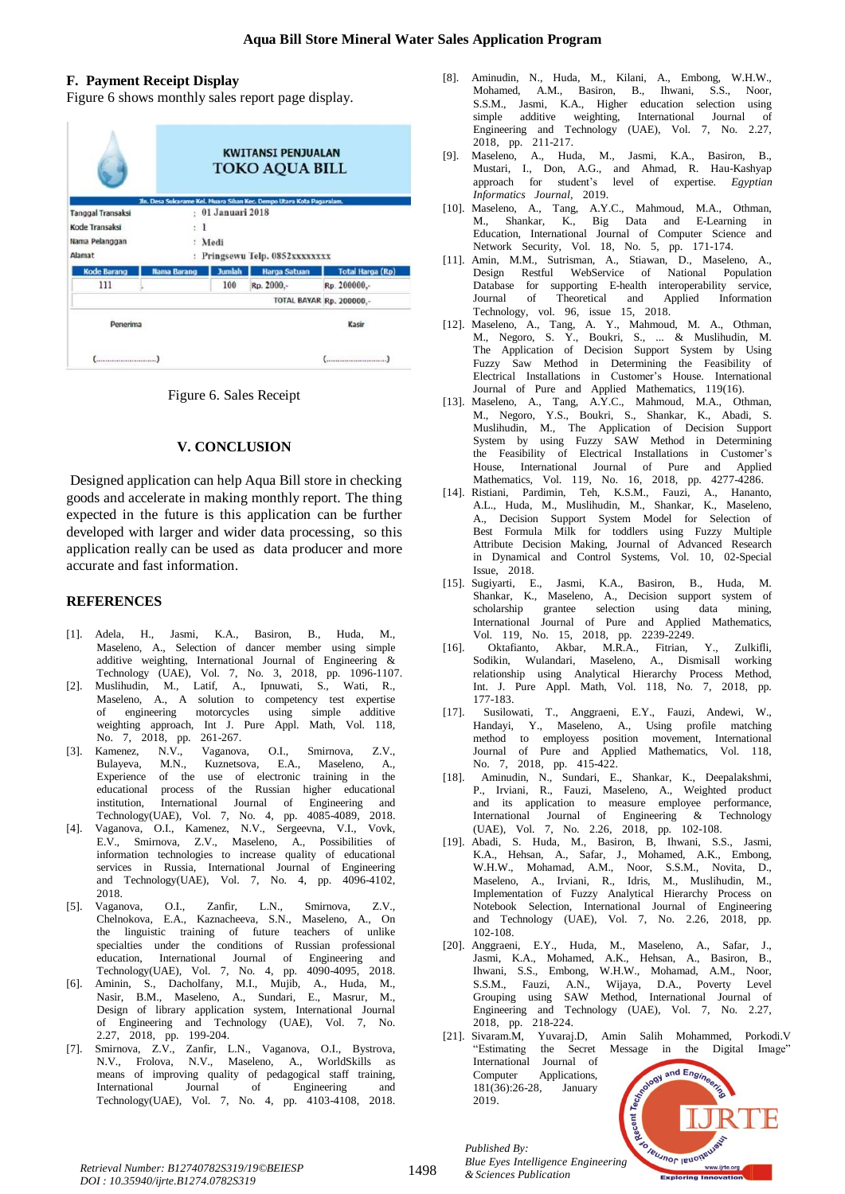### F. Payment Receipt Display

Figure 6 shows monthly sales report page display.

| KWITANSI PENJUALAN TOKO AQUA BILL | | | | |
|---|---|---|---|---|
| Jln. Desa Sukarame Kel. Muara Siban Kec. Dempo Utara Kota Pagaralam. | | | | |
| Tanggal Transaksi | : 01 Januari 2018 | | | |
| Kode Transaksi | : 1 | | | |
| Nama Pelanggan | : Medi | | | |
| Alamat | : Pringsewu Telp. 0852xxxxxxxx | | | |
| Kode Barang | Nama Barang | Jumlah | Harga Satuan | Total Harga (Rp) |
| 111 | | 100 | Rp. 2000,- | Rp. 200000,- |
| | | | TOTAL BAYAR | Rp. 200000,- |
| Penerima | | | | Kasir |
| (..........................) | | | | (..........................) |

Figure 6. Sales Receipt

## V. CONCLUSION

Designed application can help Aqua Bill store in checking goods and accelerate in making monthly report. The thing expected in the future is this application can be further developed with larger and wider data processing, so this application really can be used as data producer and more accurate and fast information.

## REFERENCES

[1]. Adela, H., Jasmi, K.A., Basiron, B., Huda, M., Maseleno, A., Selection of dancer member using simple additive weighting, International Journal of Engineering & Technology (UAE), Vol. 7, No. 3, 2018, pp. 1096-1107.

[2]. Muslihudin, M., Latif, A., Ipnuwati, S., Wati, R., Maseleno, A., A solution to competency test expertise of engineering motorcycles using simple additive weighting approach, Int J. Pure Appl. Math, Vol. 118, No. 7, 2018, pp. 261-267.

[3]. Kamenez, N.V., Vaganova, O.I., Smirnova, Z.V., Bulayeva, M.N., Kuznetsova, E.A., Maseleno, A., Experience of the use of electronic training in the educational process of the Russian higher educational institution, International Journal of Engineering and Technology(UAE), Vol. 7, No. 4, pp. 4085-4089, 2018.

[4]. Vaganova, O.I., Kamenez, N.V., Sergeevna, V.I., Vovk, E.V., Smirnova, Z.V., Maseleno, A., Possibilities of information technologies to increase quality of educational services in Russia, International Journal of Engineering and Technology(UAE), Vol. 7, No. 4, pp. 4096-4102, 2018.

[5]. Vaganova, O.I., Zanfir, L.N., Smirnova, Z.V., Chelnokova, E.A., Kaznacheeva, S.N., Maseleno, A., On the linguistic training of future teachers of unlike specialties under the conditions of Russian professional education, International Journal of Engineering and Technology(UAE), Vol. 7, No. 4, pp. 4090-4095, 2018.

[6]. Aminin, S., Dacholfany, M.I., Mujib, A., Huda, M., Nasir, B.M., Maseleno, A., Sundari, E., Masrur, M., Design of library application system, International Journal of Engineering and Technology (UAE), Vol. 7, No. 2.27, 2018, pp. 199-204.

[7]. Smirnova, Z.V., Zanfir, L.N., Vaganova, O.I., Bystrova, N.V., Frolova, N.V., Maseleno, A., WorldSkills as means of improving quality of pedagogical staff training, International Journal of Engineering and Technology(UAE), Vol. 7, No. 4, pp. 4103-4108, 2018.

[8]. Aminudin, N., Huda, M., Kilani, A., Embong, W.H.W., Mohamed, A.M., Basiron, B., Ihwani, S.S., Noor, S.S.M., Jasmi, K.A., Higher education selection using simple additive weighting, International Journal of Engineering and Technology (UAE), Vol. 7, No. 2.27, 2018, pp. 211-217.

[9]. Maseleno, A., Huda, M., Jasmi, K.A., Basiron, B., Mustari, I., Don, A.G., and Ahmad, R. Hau-Kashyap approach for student's level of expertise. *Egyptian Informatics Journal*, 2019.

[10]. Maseleno, A., Tang, A.Y.C., Mahmoud, M.A., Othman, M., Shankar, K., Big Data and E-Learning in Education, International Journal of Computer Science and Network Security, Vol. 18, No. 5, pp. 171-174.

[11]. Amin, M.M., Sutrisman, A., Stiawan, D., Maseleno, A., Design Restful WebService of National Population Database for supporting E-health interoperability service, Journal of Theoretical and Applied Information Technology, vol. 96, issue 15, 2018.

[12]. Maseleno, A., Tang, A. Y., Mahmoud, M. A., Othman, M., Negoro, S. Y., Boukri, S., ... & Muslihudin, M. The Application of Decision Support System by Using Fuzzy Saw Method in Determining the Feasibility of Electrical Installations in Customer's House. International Journal of Pure and Applied Mathematics, 119(16).

[13]. Maseleno, A., Tang, A.Y.C., Mahmoud, M.A., Othman, M., Negoro, Y.S., Boukri, S., Shankar, K., Abadi, S. Muslihudin, M., The Application of Decision Support System by using Fuzzy SAW Method in Determining the Feasibility of Electrical Installations in Customer's House, International Journal of Pure and Applied Mathematics, Vol. 119, No. 16, 2018, pp. 4277-4286.

[14]. Ristiani, Pardimin, Teh, K.S.M., Fauzi, A., Hananto, A.L., Huda, M., Muslihudin, M., Shankar, K., Maseleno, A., Decision Support System Model for Selection of Best Formula Milk for toddlers using Fuzzy Multiple Attribute Decision Making, Journal of Advanced Research in Dynamical and Control Systems, Vol. 10, 02-Special Issue, 2018.

[15]. Sugiyarti, E., Jasmi, K.A., Basiron, B., Huda, M. Shankar, K., Maseleno, A., Decision support system of scholarship grantee selection using data mining, International Journal of Pure and Applied Mathematics, Vol. 119, No. 15, 2018, pp. 2239-2249.

[16]. Oktafianto, Akbar, M.R.A., Fitrian, Y., Zulkifli, Sodikin, Wulandari, Maseleno, A., Dismisall working relationship using Analytical Hierarchy Process Method, Int. J. Pure Appl. Math, Vol. 118, No. 7, 2018, pp. 177-183.

[17]. Susilowati, T., Anggraeni, E.Y., Fauzi, Andewi, W., Handayi, Y., Maseleno, A., Using profile matching method to employess position movement, International Journal of Pure and Applied Mathematics, Vol. 118, No. 7, 2018, pp. 415-422.

[18]. Aminudin, N., Sundari, E., Shankar, K., Deepalakshmi, P., Irviani, R., Fauzi, Maseleno, A., Weighted product and its application to measure employee performance, International Journal of Engineering & Technology (UAE), Vol. 7, No. 2.26, 2018, pp. 102-108.

[19]. Abadi, S. Huda, M., Basiron, B, Ihwani, S.S., Jasmi, K.A., Hehsan, A., Safar, J., Mohamed, A.K., Embong, W.H.W., Mohamad, A.M., Noor, S.S.M., Novita, D., Maseleno, A., Irviani, R., Idris, M., Muslihudin, M., Implementation of Fuzzy Analytical Hierarchy Process on Notebook Selection, International Journal of Engineering and Technology (UAE), Vol. 7, No. 2.26, 2018, pp. 102-108.

[20]. Anggraeni, E.Y., Huda, M., Maseleno, A., Safar, J., Jasmi, K.A., Mohamed, A.K., Hehsan, A., Basiron, B., Ihwani, S.S., Embong, W.H.W., Mohamad, A.M., Noor, S.S.M., Fauzi, A.N., Wijaya, D.A., Poverty Level Grouping using SAW Method, International Journal of Engineering and Technology (UAE), Vol. 7, No. 2.27, 2018, pp. 218-224.

[21]. Sivaram.M, Yuvaraj.D, Amin Salih Mohammed, Porkodi.V "Estimating the Secret Message in the Digital Image" International Journal of Computer Applications, 181(36):26-28, January 2019.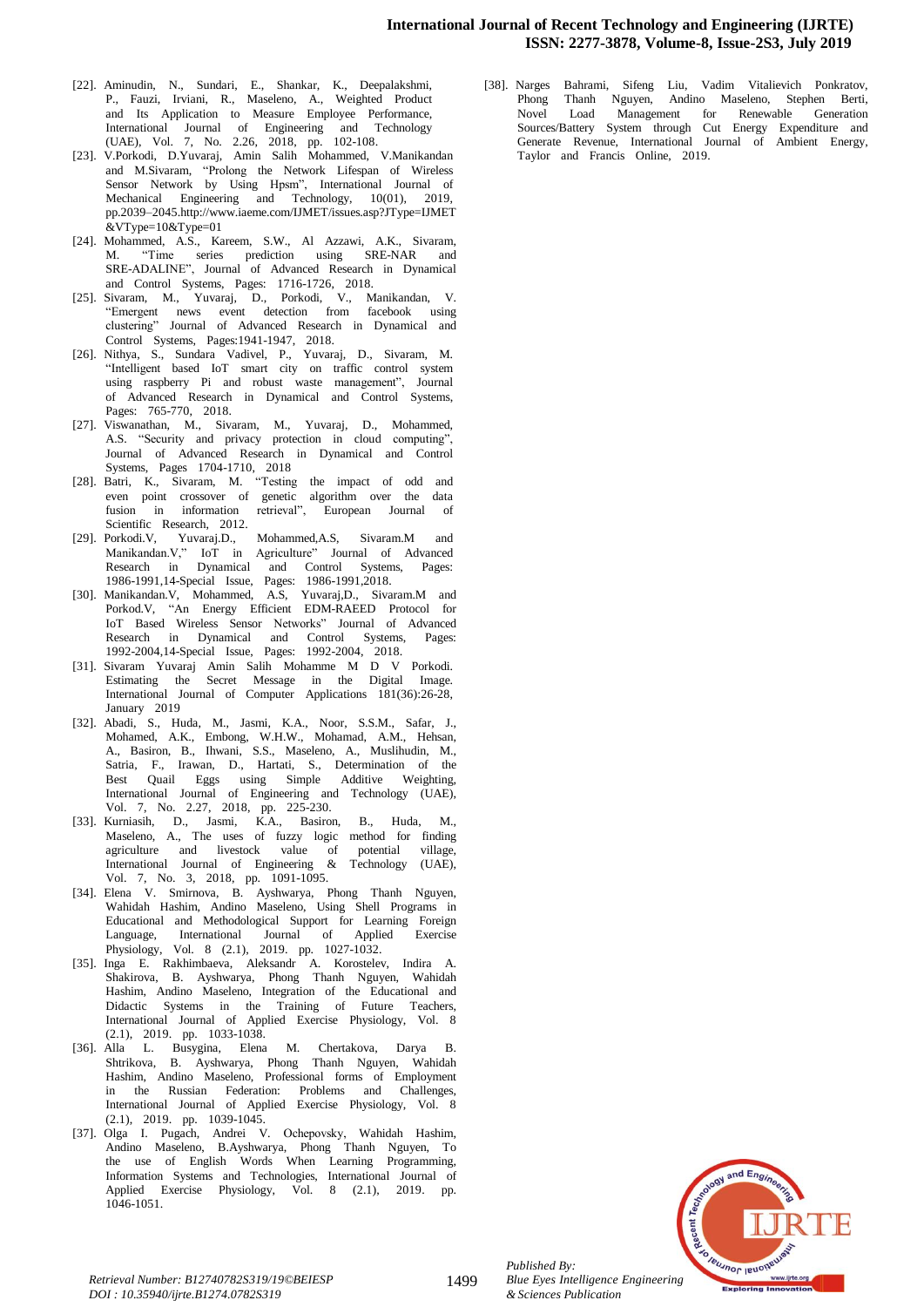[22]. Aminudin, N., Sundari, E., Shankar, K., Deepalakshmi, P., Fauzi, Irviani, R., Maseleno, A., Weighted Product and Its Application to Measure Employee Performance, International Journal of Engineering and Technology (UAE), Vol. 7, No. 2.26, 2018, pp. 102-108.

[23]. V.Porkodi, D.Yuvaraj, Amin Salih Mohammed, V.Manikandan and M.Sivaram, "Prolong the Network Lifespan of Wireless Sensor Network by Using Hpsm", International Journal of Mechanical Engineering and Technology, 10(01), 2019, pp.2039–2045.http://www.iaeme.com/IJMET/issues.asp?JType=IJMET&VType=10&Type=01

[24]. Mohammed, A.S., Kareem, S.W., Al Azzawi, A.K., Sivaram, M. "Time series prediction using SRE-NAR and SRE-ADALINE", Journal of Advanced Research in Dynamical and Control Systems, Pages: 1716-1726, 2018.

[25]. Sivaram, M., Yuvaraj, D., Porkodi, V., Manikandan, V. "Emergent news event detection from facebook using clustering" Journal of Advanced Research in Dynamical and Control Systems, Pages:1941-1947, 2018.

[26]. Nithya, S., Sundara Vadivel, P., Yuvaraj, D., Sivaram, M. "Intelligent based IoT smart city on traffic control system using raspberry Pi and robust waste management", Journal of Advanced Research in Dynamical and Control Systems, Pages: 765-770, 2018.

[27]. Viswanathan, M., Sivaram, M., Yuvaraj, D., Mohammed, A.S. "Security and privacy protection in cloud computing", Journal of Advanced Research in Dynamical and Control Systems, Pages 1704-1710, 2018

[28]. Batri, K., Sivaram, M. "Testing the impact of odd and even point crossover of genetic algorithm over the data fusion in information retrieval", European Journal of Scientific Research, 2012.

[29]. Porkodi.V, Yuvaraj.D., Mohammed,A.S, Sivaram.M and Manikandan.V," IoT in Agriculture" Journal of Advanced Research in Dynamical and Control Systems, Pages: 1986-1991,14-Special Issue, Pages: 1986-1991,2018.

[30]. Manikandan.V, Mohammed, A.S, Yuvaraj,D., Sivaram.M and Porkod.V, "An Energy Efficient EDM-RAEED Protocol for IoT Based Wireless Sensor Networks" Journal of Advanced Research in Dynamical and Control Systems, Pages: 1992-2004,14-Special Issue, Pages: 1992-2004, 2018.

[31]. Sivaram Yuvaraj Amin Salih Mohamme M D V Porkodi. Estimating the Secret Message in the Digital Image. International Journal of Computer Applications 181(36):26-28, January 2019

[32]. Abadi, S., Huda, M., Jasmi, K.A., Noor, S.S.M., Safar, J., Mohamed, A.K., Embong, W.H.W., Mohamad, A.M., Hehsan, A., Basiron, B., Ihwani, S.S., Maseleno, A., Muslihudin, M., Satria, F., Irawan, D., Hartati, S., Determination of the Best Quail Eggs using Simple Additive Weighting, International Journal of Engineering and Technology (UAE), Vol. 7, No. 2.27, 2018, pp. 225-230.

[33]. Kurniasih, D., Jasmi, K.A., Basiron, B., Huda, M., Maseleno, A., The uses of fuzzy logic method for finding agriculture and livestock value of potential village, International Journal of Engineering & Technology (UAE), Vol. 7, No. 3, 2018, pp. 1091-1095.

[34]. Elena V. Smirnova, B. Ayshwarya, Phong Thanh Nguyen, Wahidah Hashim, Andino Maseleno, Using Shell Programs in Educational and Methodological Support for Learning Foreign Language, International Journal of Applied Exercise Physiology, Vol. 8 (2.1), 2019. pp. 1027-1032.

[35]. Inga E. Rakhimbaeva, Aleksandr A. Korostelev, Indira A. Shakirova, B. Ayshwarya, Phong Thanh Nguyen, Wahidah Hashim, Andino Maseleno, Integration of the Educational and Didactic Systems in the Training of Future Teachers, International Journal of Applied Exercise Physiology, Vol. 8 (2.1), 2019. pp. 1033-1038.

[36]. Alla L. Busygina, Elena M. Chertakova, Darya B. Shtrikova, B. Ayshwarya, Phong Thanh Nguyen, Wahidah Hashim, Andino Maseleno, Professional forms of Employment in the Russian Federation: Problems and Challenges, International Journal of Applied Exercise Physiology, Vol. 8 (2.1), 2019. pp. 1039-1045.

[37]. Olga I. Pugach, Andrei V. Ochepovsky, Wahidah Hashim, Andino Maseleno, B.Ayshwarya, Phong Thanh Nguyen, To the use of English Words When Learning Programming, Information Systems and Technologies, International Journal of Applied Exercise Physiology, Vol. 8 (2.1), 2019. pp. 1046-1051.

[38]. Narges Bahrami, Sifeng Liu, Vadim Vitalievich Ponkratov, Phong Thanh Nguyen, Andino Maseleno, Stephen Berti, Novel Load Management for Renewable Generation Sources/Battery System through Cut Energy Expenditure and Generate Revenue, International Journal of Ambient Energy, Taylor and Francis Online, 2019.